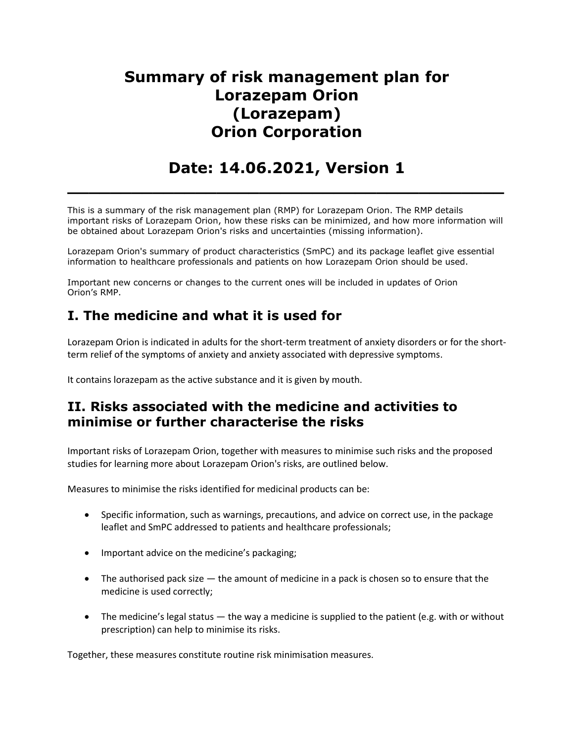# Summary of risk management plan for Lorazepam Orion (Lorazepam) Orion Corporation

# Date: 14.06.2021, Version 1

This is a summary of the risk management plan (RMP) for Lorazepam Orion. The RMP details important risks of Lorazepam Orion, how these risks can be minimized, and how more information will be obtained about Lorazepam Orion's risks and uncertainties (missing information).

Lorazepam Orion's summary of product characteristics (SmPC) and its package leaflet give essential information to healthcare professionals and patients on how Lorazepam Orion should be used.

Important new concerns or changes to the current ones will be included in updates of Orion Orion's RMP.

## I. The medicine and what it is used for

Lorazepam Orion is indicated in adults for the short-term treatment of anxiety disorders or for the short-term relief of the symptoms of anxiety and anxiety associated with depressive symptoms.

It contains lorazepam as the active substance and it is given by mouth.

## II. Risks associated with the medicine and activities to minimise or further characterise the risks

Important risks of Lorazepam Orion, together with measures to minimise such risks and the proposed studies for learning more about Lorazepam Orion's risks, are outlined below.

Measures to minimise the risks identified for medicinal products can be:

- Specific information, such as warnings, precautions, and advice on correct use, in the package leaflet and SmPC addressed to patients and healthcare professionals;
- Important advice on the medicine's packaging;
- The authorised pack size — the amount of medicine in a pack is chosen so to ensure that the medicine is used correctly;
- The medicine's legal status — the way a medicine is supplied to the patient (e.g. with or without prescription) can help to minimise its risks.

Together, these measures constitute routine risk minimisation measures.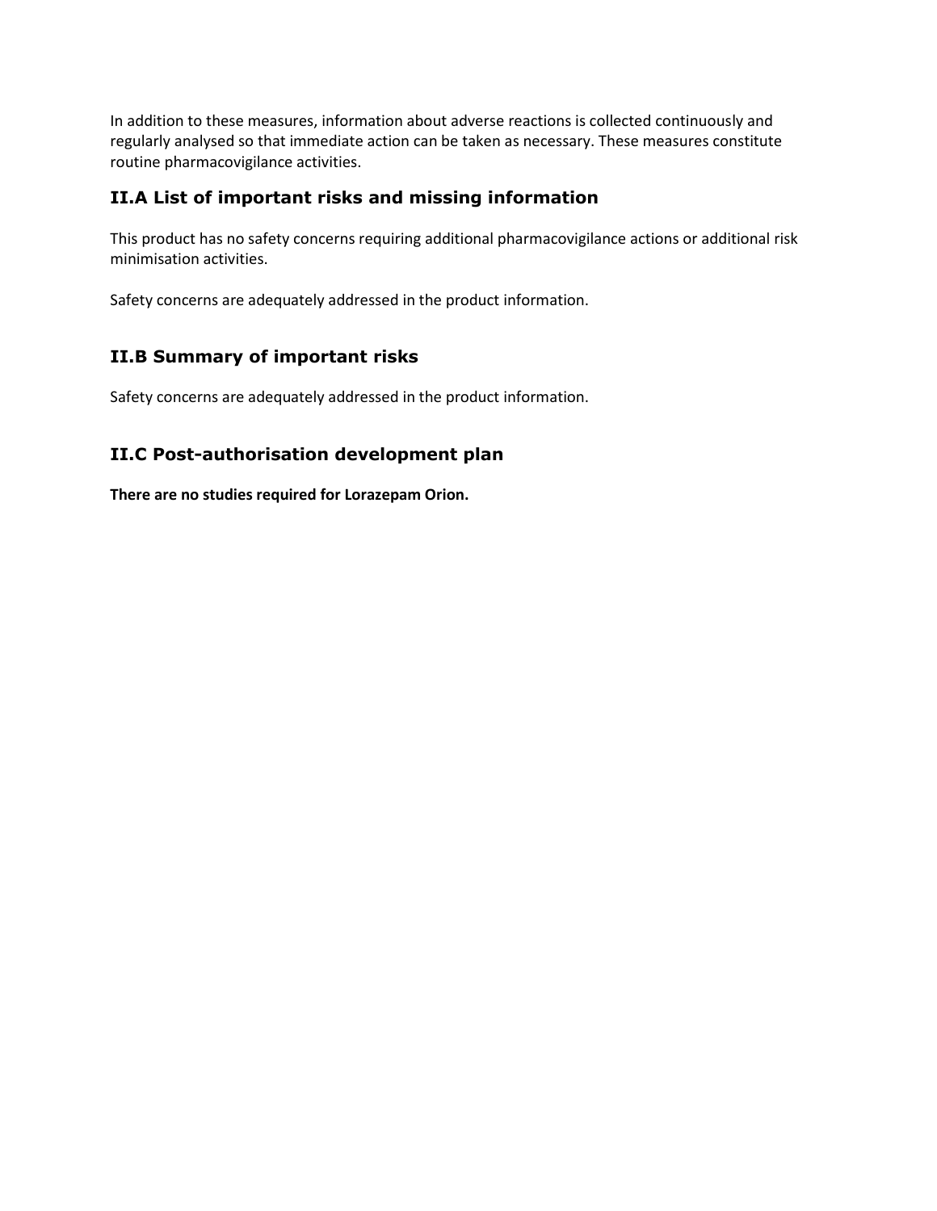In addition to these measures, information about adverse reactions is collected continuously and regularly analysed so that immediate action can be taken as necessary. These measures constitute routine pharmacovigilance activities.

## II.A List of important risks and missing information

This product has no safety concerns requiring additional pharmacovigilance actions or additional risk minimisation activities.

Safety concerns are adequately addressed in the product information.

## II.B Summary of important risks

Safety concerns are adequately addressed in the product information.

## II.C Post-authorisation development plan

**There are no studies required for Lorazepam Orion.**